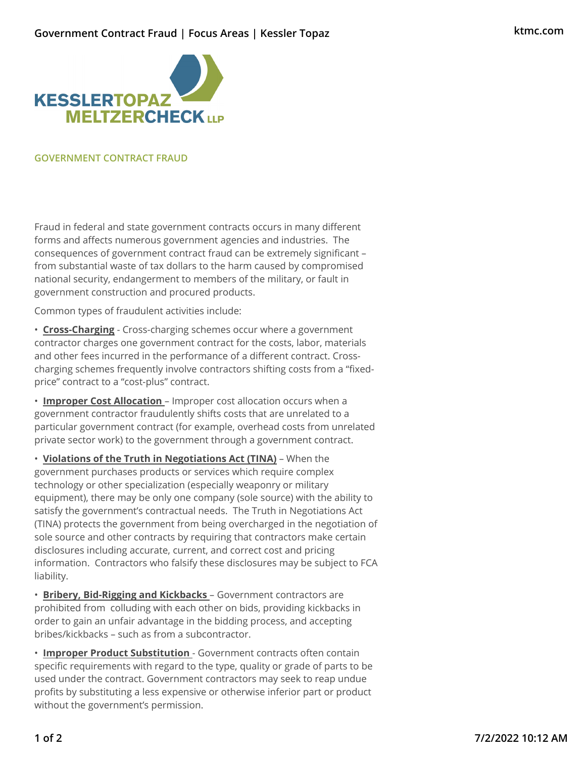# GOVERNMENT CONTRACT FRAUD

Fraud in federal and state government contracts occurs in many different forms and affects numerous government agencies and industries. The consequences of government contract fraud can be extremely significant – from substantial waste of tax dollars to the harm caused by compromised national security, endangerment to members of the military, or fault in government construction and procured products.

Common types of fraudulent activities include:

- **Cross-Charging** - Cross-charging schemes occur where a government contractor charges one government contract for the costs, labor, materials and other fees incurred in the performance of a different contract. Cross-charging schemes frequently involve contractors shifting costs from a "fixed-price" contract to a "cost-plus" contract.

- **Improper Cost Allocation** – Improper cost allocation occurs when a government contractor fraudulently shifts costs that are unrelated to a particular government contract (for example, overhead costs from unrelated private sector work) to the government through a government contract.

- **Violations of the Truth in Negotiations Act (TINA)** – When the government purchases products or services which require complex technology or other specialization (especially weaponry or military equipment), there may be only one company (sole source) with the ability to satisfy the government's contractual needs. The Truth in Negotiations Act (TINA) protects the government from being overcharged in the negotiation of sole source and other contracts by requiring that contractors make certain disclosures including accurate, current, and correct cost and pricing information. Contractors who falsify these disclosures may be subject to FCA liability.

- **Bribery, Bid-Rigging and Kickbacks** – Government contractors are prohibited from colluding with each other on bids, providing kickbacks in order to gain an unfair advantage in the bidding process, and accepting bribes/kickbacks – such as from a subcontractor.

- **Improper Product Substitution** - Government contracts often contain specific requirements with regard to the type, quality or grade of parts to be used under the contract. Government contractors may seek to reap undue profits by substituting a less expensive or otherwise inferior part or product without the government's permission.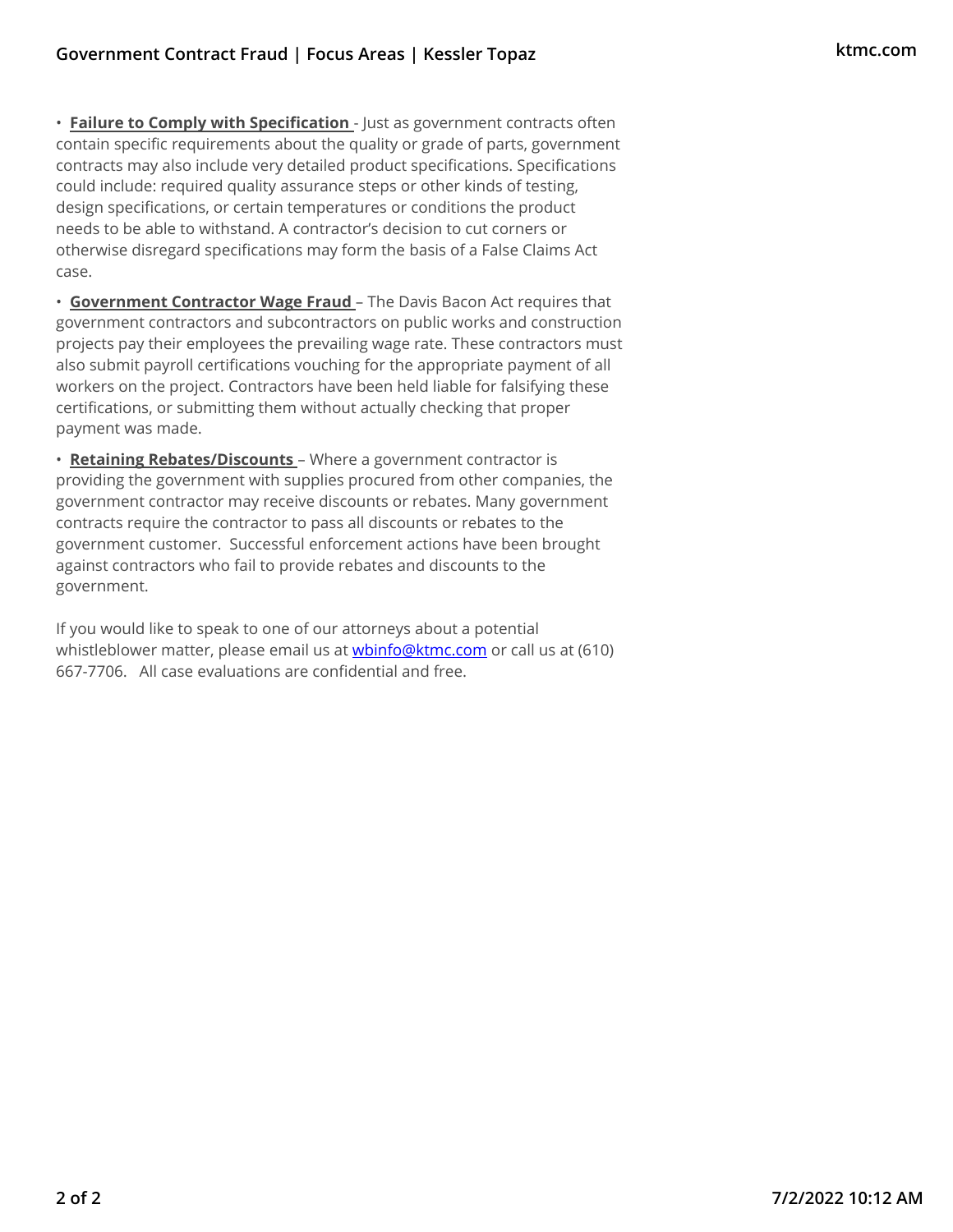- **Failure to Comply with Specification** - Just as government contracts often contain specific requirements about the quality or grade of parts, government contracts may also include very detailed product specifications. Specifications could include: required quality assurance steps or other kinds of testing, design specifications, or certain temperatures or conditions the product needs to be able to withstand. A contractor's decision to cut corners or otherwise disregard specifications may form the basis of a False Claims Act case.

- **Government Contractor Wage Fraud** – The Davis Bacon Act requires that government contractors and subcontractors on public works and construction projects pay their employees the prevailing wage rate. These contractors must also submit payroll certifications vouching for the appropriate payment of all workers on the project. Contractors have been held liable for falsifying these certifications, or submitting them without actually checking that proper payment was made.

- **Retaining Rebates/Discounts** – Where a government contractor is providing the government with supplies procured from other companies, the government contractor may receive discounts or rebates. Many government contracts require the contractor to pass all discounts or rebates to the government customer. Successful enforcement actions have been brought against contractors who fail to provide rebates and discounts to the government.

If you would like to speak to one of our attorneys about a potential whistleblower matter, please email us at wbinfo@ktmc.com or call us at (610) 667-7706. All case evaluations are confidential and free.